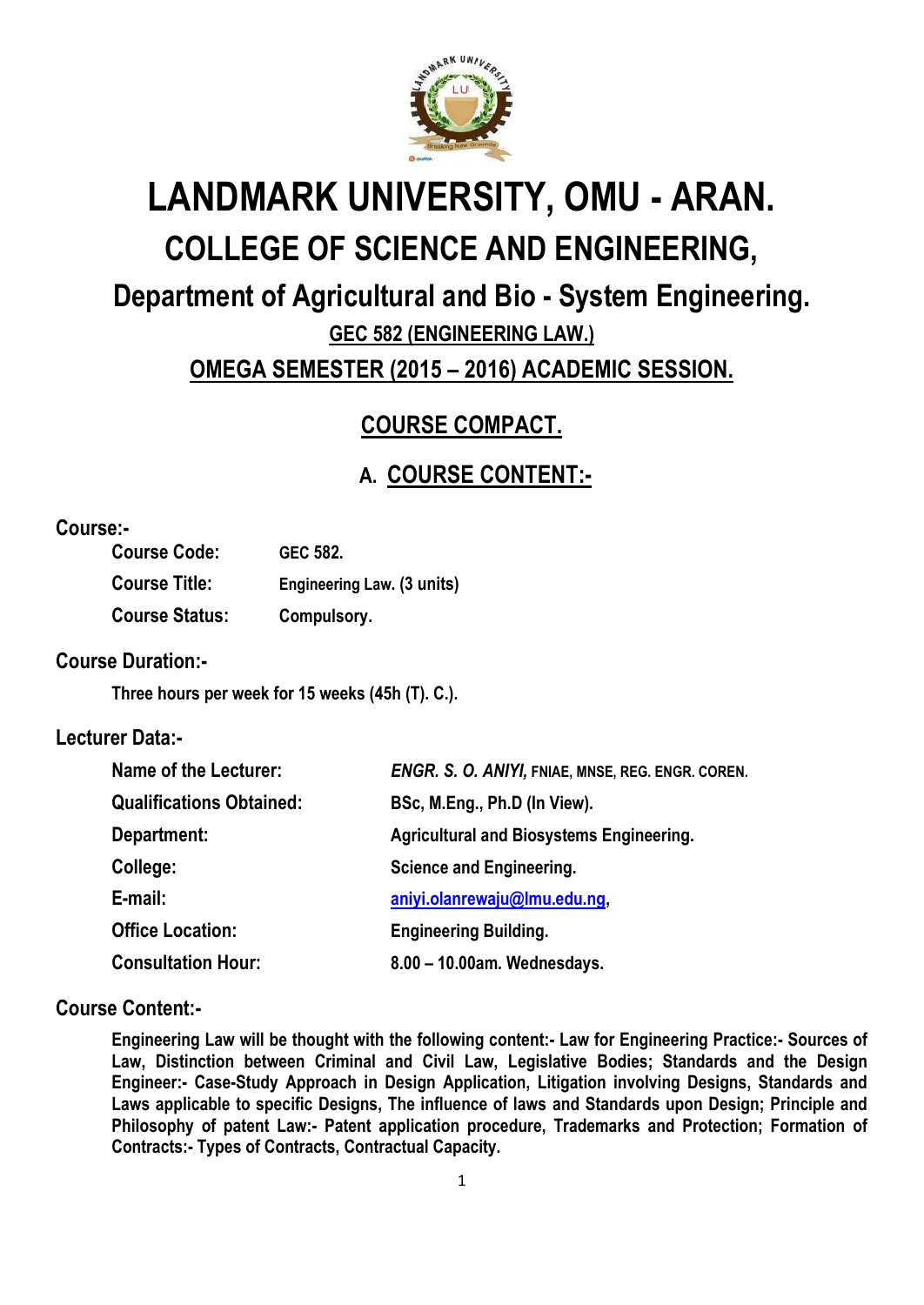# LANDMARK UNIVERSITY, OMU - ARAN.

## COLLEGE OF SCIENCE AND ENGINEERING,

### Department of Agricultural and Bio - System Engineering.

**GEC 582 (ENGINEERING LAW.)**

**OMEGA SEMESTER (2015 – 2016) ACADEMIC SESSION.**

## COURSE COMPACT.

## A. COURSE CONTENT:-

### Course:-

| | |
|---|---|
| **Course Code:** | **GEC 582.** |
| **Course Title:** | **Engineering Law. (3 units)** |
| **Course Status:** | **Compulsory.** |

### Course Duration:-

**Three hours per week for 15 weeks (45h (T). C.).**

### Lecturer Data:-

| | |
|---|---|
| **Name of the Lecturer:** | ***ENGR. S. O. ANIYI,*** **FNIAE, MNSE, REG. ENGR. COREN.** |
| **Qualifications Obtained:** | **BSc, M.Eng., Ph.D (In View).** |
| **Department:** | **Agricultural and Biosystems Engineering.** |
| **College:** | **Science and Engineering.** |
| **E-mail:** | **aniyi.olanrewaju@lmu.edu.ng,** |
| **Office Location:** | **Engineering Building.** |
| **Consultation Hour:** | **8.00 – 10.00am. Wednesdays.** |

### Course Content:-

**Engineering Law will be thought with the following content:- Law for Engineering Practice:- Sources of Law, Distinction between Criminal and Civil Law, Legislative Bodies; Standards and the Design Engineer:- Case-Study Approach in Design Application, Litigation involving Designs, Standards and Laws applicable to specific Designs, The influence of laws and Standards upon Design; Principle and Philosophy of patent Law:- Patent application procedure, Trademarks and Protection; Formation of Contracts:- Types of Contracts, Contractual Capacity.**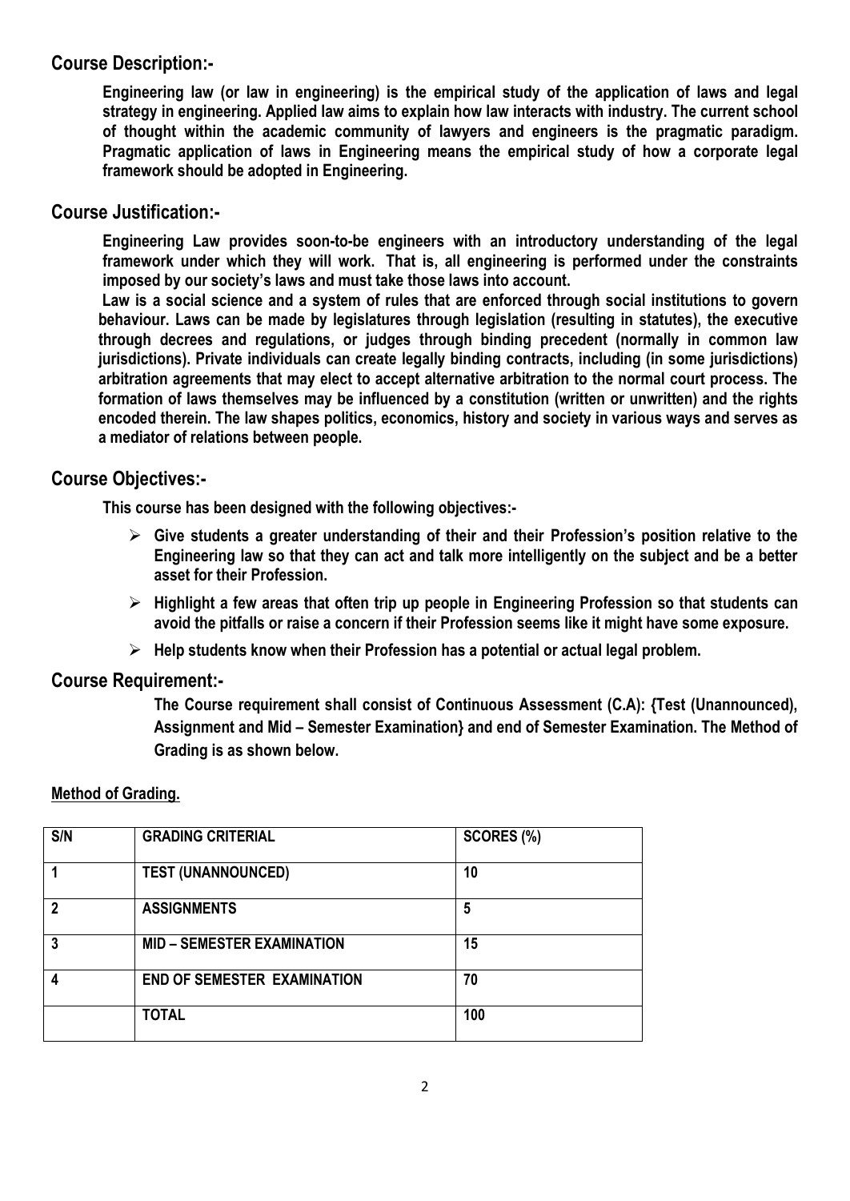## Course Description:-

**Engineering law (or law in engineering) is the empirical study of the application of laws and legal strategy in engineering. Applied law aims to explain how law interacts with industry. The current school of thought within the academic community of lawyers and engineers is the pragmatic paradigm. Pragmatic application of laws in Engineering means the empirical study of how a corporate legal framework should be adopted in Engineering.**

## Course Justification:-

**Engineering Law provides soon-to-be engineers with an introductory understanding of the legal framework under which they will work. That is, all engineering is performed under the constraints imposed by our society's laws and must take those laws into account.**

**Law is a social science and a system of rules that are enforced through social institutions to govern behaviour. Laws can be made by legislatures through legislation (resulting in statutes), the executive through decrees and regulations, or judges through binding precedent (normally in common law jurisdictions). Private individuals can create legally binding contracts, including (in some jurisdictions) arbitration agreements that may elect to accept alternative arbitration to the normal court process. The formation of laws themselves may be influenced by a constitution (written or unwritten) and the rights encoded therein. The law shapes politics, economics, history and society in various ways and serves as a mediator of relations between people.**

## Course Objectives:-

**This course has been designed with the following objectives:-**

- **Give students a greater understanding of their and their Profession's position relative to the Engineering law so that they can act and talk more intelligently on the subject and be a better asset for their Profession.**
- **Highlight a few areas that often trip up people in Engineering Profession so that students can avoid the pitfalls or raise a concern if their Profession seems like it might have some exposure.**
- **Help students know when their Profession has a potential or actual legal problem.**

## Course Requirement:-

**The Course requirement shall consist of Continuous Assessment (C.A): {Test (Unannounced), Assignment and Mid – Semester Examination} and end of Semester Examination. The Method of Grading is as shown below.**

**Method of Grading.**

| S/N | GRADING CRITERIAL | SCORES (%) |
|---|---|---|
| 1 | TEST (UNANNOUNCED) | 10 |
| 2 | ASSIGNMENTS | 5 |
| 3 | MID – SEMESTER EXAMINATION | 15 |
| 4 | END OF SEMESTER EXAMINATION | 70 |
| | TOTAL | 100 |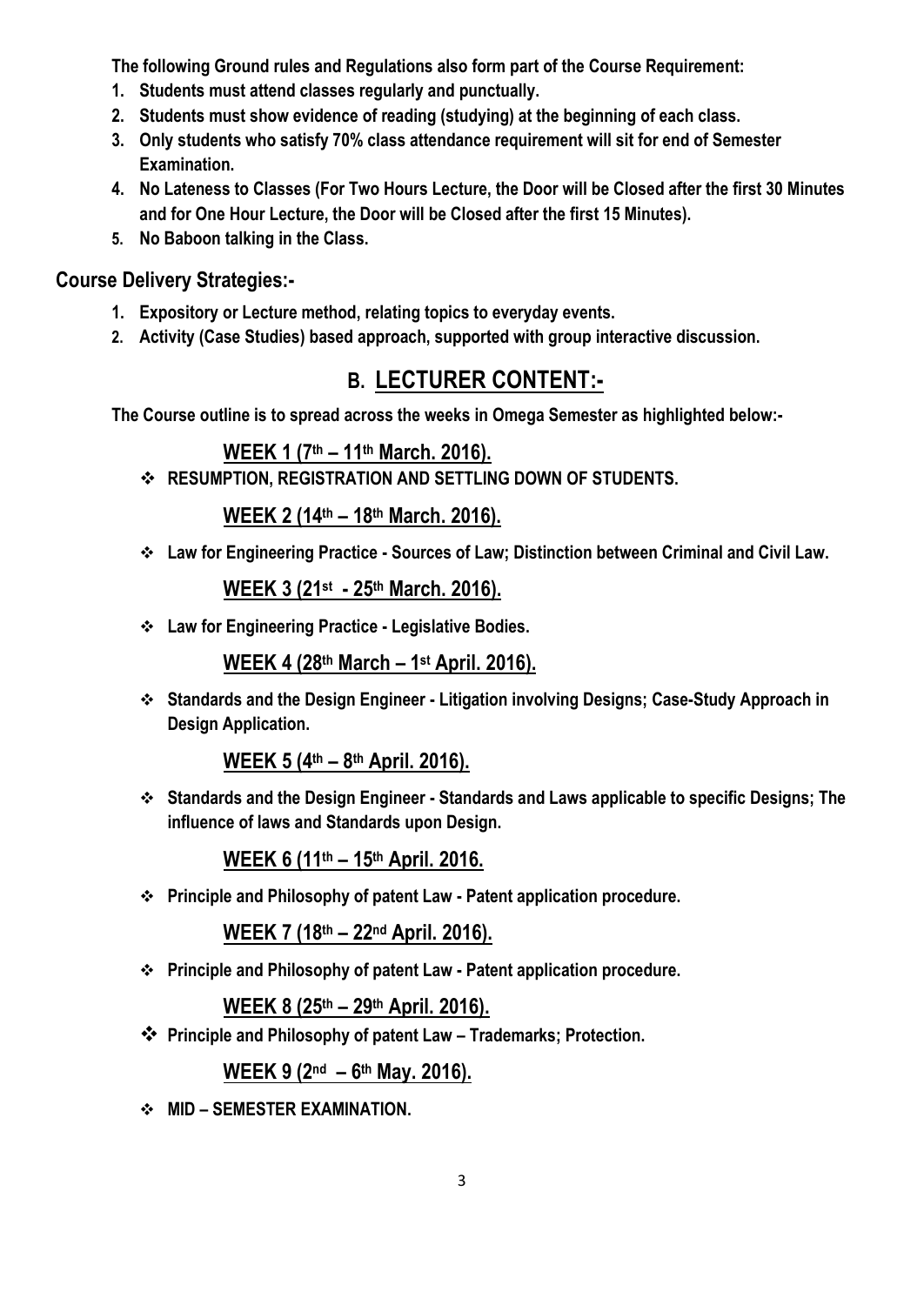**The following Ground rules and Regulations also form part of the Course Requirement:**

1. **Students must attend classes regularly and punctually.**
2. **Students must show evidence of reading (studying) at the beginning of each class.**
3. **Only students who satisfy 70% class attendance requirement will sit for end of Semester Examination.**
4. **No Lateness to Classes (For Two Hours Lecture, the Door will be Closed after the first 30 Minutes and for One Hour Lecture, the Door will be Closed after the first 15 Minutes).**
5. **No Baboon talking in the Class.**

## Course Delivery Strategies:-

1. **Expository or Lecture method, relating topics to everyday events.**
2. **Activity (Case Studies) based approach, supported with group interactive discussion.**

## B. LECTURER CONTENT:-

**The Course outline is to spread across the weeks in Omega Semester as highlighted below:-**

### WEEK 1 (7th – 11th March. 2016).

- **RESUMPTION, REGISTRATION AND SETTLING DOWN OF STUDENTS.**

### WEEK 2 (14th – 18th March. 2016).

- **Law for Engineering Practice - Sources of Law; Distinction between Criminal and Civil Law.**

### WEEK 3 (21st - 25th March. 2016).

- **Law for Engineering Practice - Legislative Bodies.**

### WEEK 4 (28th March – 1st April. 2016).

- **Standards and the Design Engineer - Litigation involving Designs; Case-Study Approach in Design Application.**

### WEEK 5 (4th – 8th April. 2016).

- **Standards and the Design Engineer - Standards and Laws applicable to specific Designs; The influence of laws and Standards upon Design.**

### WEEK 6 (11th – 15th April. 2016.

- **Principle and Philosophy of patent Law - Patent application procedure.**

### WEEK 7 (18th – 22nd April. 2016).

- **Principle and Philosophy of patent Law - Patent application procedure.**

### WEEK 8 (25th – 29th April. 2016).

- **Principle and Philosophy of patent Law – Trademarks; Protection.**

### WEEK 9 (2nd – 6th May. 2016).

- **MID – SEMESTER EXAMINATION.**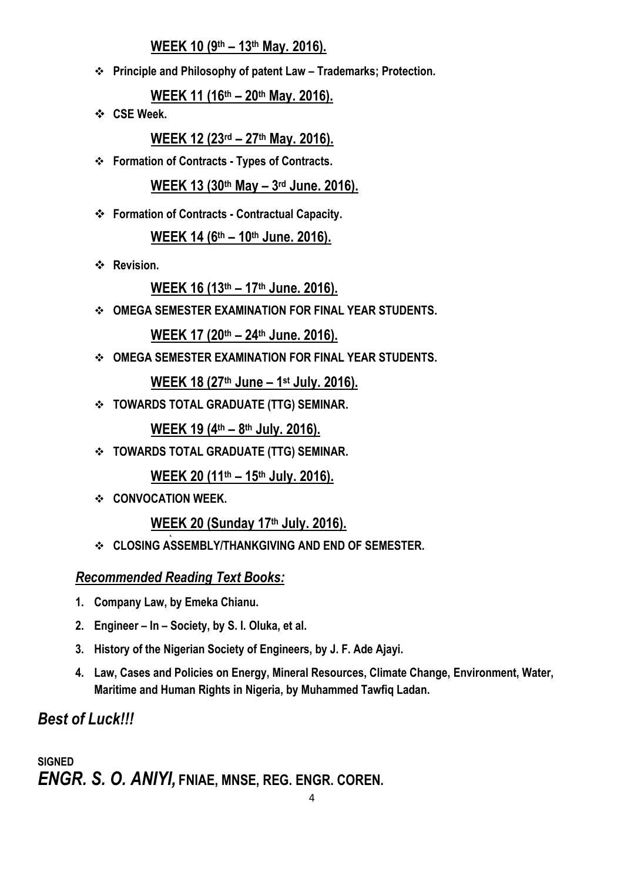**WEEK 10 (9th – 13th May. 2016).**

- **Principle and Philosophy of patent Law – Trademarks; Protection.**

**WEEK 11 (16th – 20th May. 2016).**

- **CSE Week.**

**WEEK 12 (23rd – 27th May. 2016).**

- **Formation of Contracts - Types of Contracts.**

**WEEK 13 (30th May – 3rd June. 2016).**

- **Formation of Contracts - Contractual Capacity.**

**WEEK 14 (6th – 10th June. 2016).**

- **Revision.**

**WEEK 16 (13th – 17th June. 2016).**

- **OMEGA SEMESTER EXAMINATION FOR FINAL YEAR STUDENTS.**

**WEEK 17 (20th – 24th June. 2016).**

- **OMEGA SEMESTER EXAMINATION FOR FINAL YEAR STUDENTS.**

**WEEK 18 (27th June – 1st July. 2016).**

- **TOWARDS TOTAL GRADUATE (TTG) SEMINAR.**

**WEEK 19 (4th – 8th July. 2016).**

- **TOWARDS TOTAL GRADUATE (TTG) SEMINAR.**

**WEEK 20 (11th – 15th July. 2016).**

- **CONVOCATION WEEK.**

**WEEK 20 (Sunday 17th July. 2016).**

- **CLOSING ASSEMBLY/THANKGIVING AND END OF SEMESTER.**

***Recommended Reading Text Books:***

1. **Company Law, by Emeka Chianu.**
2. **Engineer – In – Society, by S. I. Oluka, et al.**
3. **History of the Nigerian Society of Engineers, by J. F. Ade Ajayi.**
4. **Law, Cases and Policies on Energy, Mineral Resources, Climate Change, Environment, Water, Maritime and Human Rights in Nigeria, by Muhammed Tawfiq Ladan.**

***Best of Luck!!!***

**SIGNED**
***ENGR. S. O. ANIYI,* FNIAE, MNSE, REG. ENGR. COREN.**